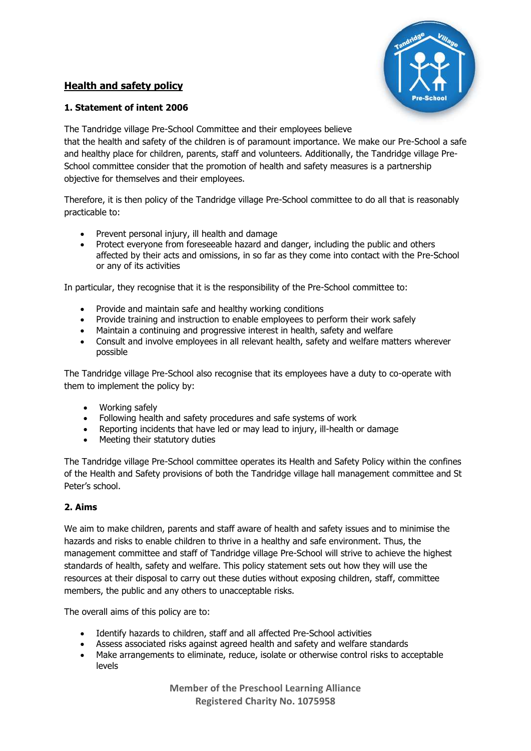## Health and safety policy

### 1. Statement of intent 2006

The Tandridge village Pre-School Committee and their employees believe that the health and safety of the children is of paramount importance. We make our Pre-School a safe and healthy place for children, parents, staff and volunteers. Additionally, the Tandridge village Pre-School committee consider that the promotion of health and safety measures is a partnership objective for themselves and their employees.

Therefore, it is then policy of the Tandridge village Pre-School committee to do all that is reasonably practicable to:

- Prevent personal injury, ill health and damage
- Protect everyone from foreseeable hazard and danger, including the public and others affected by their acts and omissions, in so far as they come into contact with the Pre-School or any of its activities

In particular, they recognise that it is the responsibility of the Pre-School committee to:

- Provide and maintain safe and healthy working conditions
- Provide training and instruction to enable employees to perform their work safely
- Maintain a continuing and progressive interest in health, safety and welfare
- Consult and involve employees in all relevant health, safety and welfare matters wherever possible

The Tandridge village Pre-School also recognise that its employees have a duty to co-operate with them to implement the policy by:

- Working safely
- Following health and safety procedures and safe systems of work
- Reporting incidents that have led or may lead to injury, ill-health or damage
- Meeting their statutory duties

The Tandridge village Pre-School committee operates its Health and Safety Policy within the confines of the Health and Safety provisions of both the Tandridge village hall management committee and St Peter's school.

### 2. Aims

We aim to make children, parents and staff aware of health and safety issues and to minimise the hazards and risks to enable children to thrive in a healthy and safe environment. Thus, the management committee and staff of Tandridge village Pre-School will strive to achieve the highest standards of health, safety and welfare. This policy statement sets out how they will use the resources at their disposal to carry out these duties without exposing children, staff, committee members, the public and any others to unacceptable risks.

The overall aims of this policy are to:

- Identify hazards to children, staff and all affected Pre-School activities
- Assess associated risks against agreed health and safety and welfare standards
- Make arrangements to eliminate, reduce, isolate or otherwise control risks to acceptable levels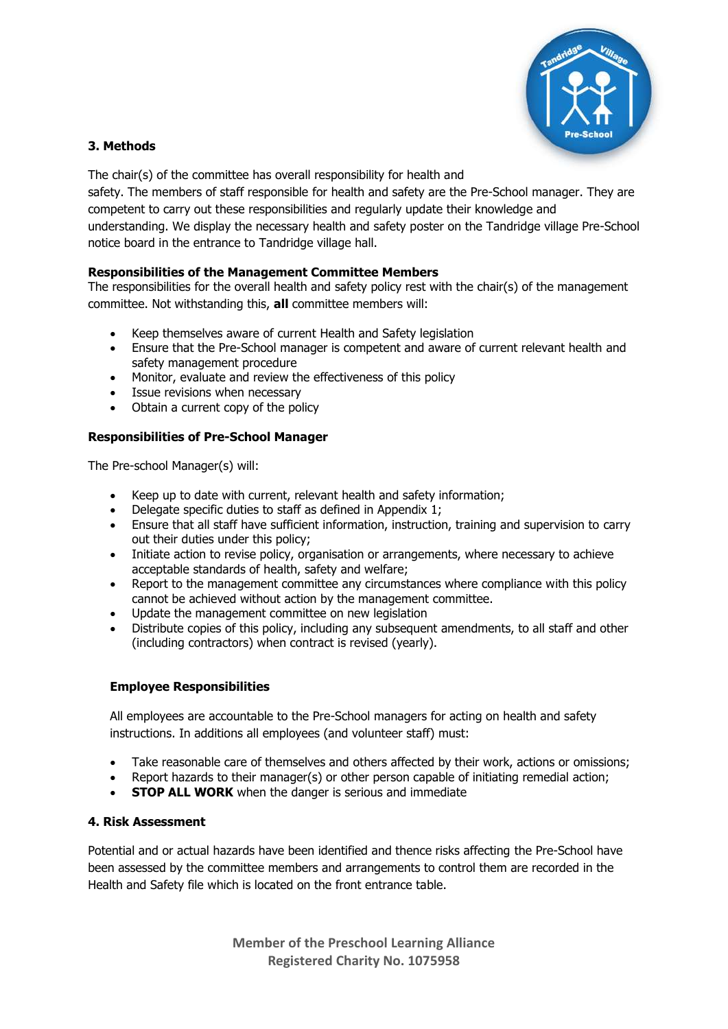## 3. Methods

The chair(s) of the committee has overall responsibility for health and safety. The members of staff responsible for health and safety are the Pre-School manager. They are competent to carry out these responsibilities and regularly update their knowledge and understanding. We display the necessary health and safety poster on the Tandridge village Pre-School notice board in the entrance to Tandridge village hall.

### Responsibilities of the Management Committee Members

The responsibilities for the overall health and safety policy rest with the chair(s) of the management committee. Not withstanding this, **all** committee members will:

- Keep themselves aware of current Health and Safety legislation
- Ensure that the Pre-School manager is competent and aware of current relevant health and safety management procedure
- Monitor, evaluate and review the effectiveness of this policy
- Issue revisions when necessary
- Obtain a current copy of the policy

### Responsibilities of Pre-School Manager

The Pre-school Manager(s) will:

- Keep up to date with current, relevant health and safety information;
- Delegate specific duties to staff as defined in Appendix 1;
- Ensure that all staff have sufficient information, instruction, training and supervision to carry out their duties under this policy;
- Initiate action to revise policy, organisation or arrangements, where necessary to achieve acceptable standards of health, safety and welfare;
- Report to the management committee any circumstances where compliance with this policy cannot be achieved without action by the management committee.
- Update the management committee on new legislation
- Distribute copies of this policy, including any subsequent amendments, to all staff and other (including contractors) when contract is revised (yearly).

### Employee Responsibilities

All employees are accountable to the Pre-School managers for acting on health and safety instructions. In additions all employees (and volunteer staff) must:

- Take reasonable care of themselves and others affected by their work, actions or omissions;
- Report hazards to their manager(s) or other person capable of initiating remedial action;
- **STOP ALL WORK** when the danger is serious and immediate

## 4. Risk Assessment

Potential and or actual hazards have been identified and thence risks affecting the Pre-School have been assessed by the committee members and arrangements to control them are recorded in the Health and Safety file which is located on the front entrance table.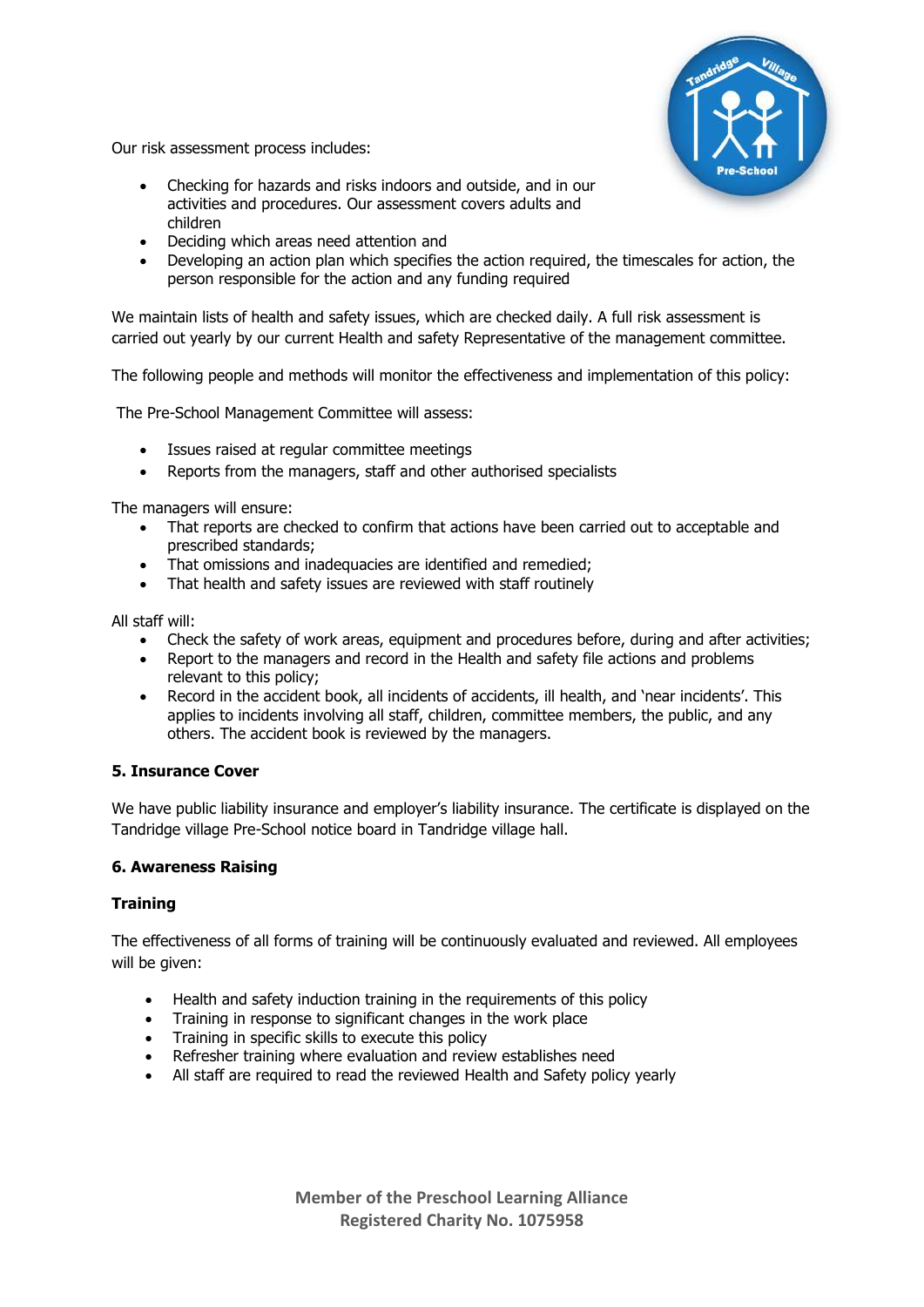Our risk assessment process includes:

- Checking for hazards and risks indoors and outside, and in our activities and procedures. Our assessment covers adults and children
- Deciding which areas need attention and
- Developing an action plan which specifies the action required, the timescales for action, the person responsible for the action and any funding required

We maintain lists of health and safety issues, which are checked daily. A full risk assessment is carried out yearly by our current Health and safety Representative of the management committee.

The following people and methods will monitor the effectiveness and implementation of this policy:

The Pre-School Management Committee will assess:

- Issues raised at regular committee meetings
- Reports from the managers, staff and other authorised specialists

The managers will ensure:

- That reports are checked to confirm that actions have been carried out to acceptable and prescribed standards;
- That omissions and inadequacies are identified and remedied;
- That health and safety issues are reviewed with staff routinely

All staff will:

- Check the safety of work areas, equipment and procedures before, during and after activities;
- Report to the managers and record in the Health and safety file actions and problems relevant to this policy;
- Record in the accident book, all incidents of accidents, ill health, and 'near incidents'. This applies to incidents involving all staff, children, committee members, the public, and any others. The accident book is reviewed by the managers.

**5. Insurance Cover**

We have public liability insurance and employer's liability insurance. The certificate is displayed on the Tandridge village Pre-School notice board in Tandridge village hall.

**6. Awareness Raising**

**Training**

The effectiveness of all forms of training will be continuously evaluated and reviewed. All employees will be given:

- Health and safety induction training in the requirements of this policy
- Training in response to significant changes in the work place
- Training in specific skills to execute this policy
- Refresher training where evaluation and review establishes need
- All staff are required to read the reviewed Health and Safety policy yearly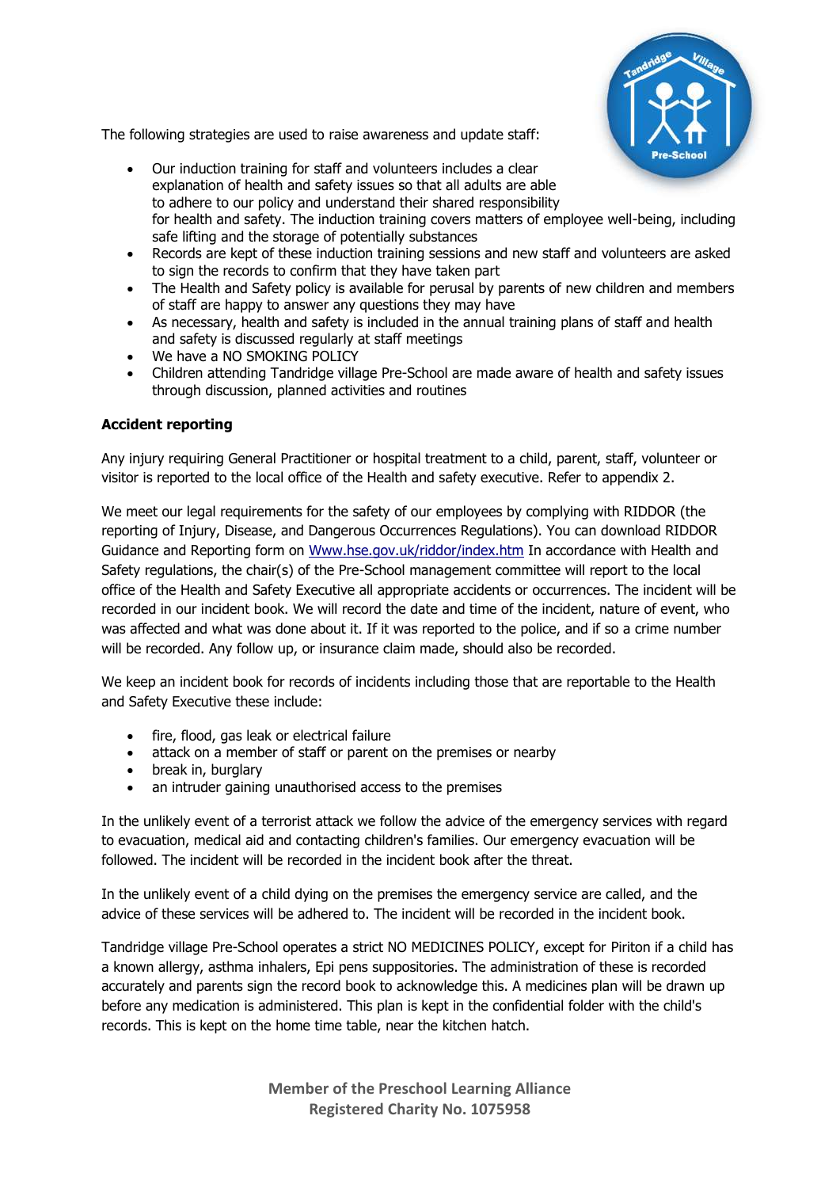The following strategies are used to raise awareness and update staff:

- Our induction training for staff and volunteers includes a clear explanation of health and safety issues so that all adults are able to adhere to our policy and understand their shared responsibility for health and safety. The induction training covers matters of employee well-being, including safe lifting and the storage of potentially substances
- Records are kept of these induction training sessions and new staff and volunteers are asked to sign the records to confirm that they have taken part
- The Health and Safety policy is available for perusal by parents of new children and members of staff are happy to answer any questions they may have
- As necessary, health and safety is included in the annual training plans of staff and health and safety is discussed regularly at staff meetings
- We have a NO SMOKING POLICY
- Children attending Tandridge village Pre-School are made aware of health and safety issues through discussion, planned activities and routines

**Accident reporting**

Any injury requiring General Practitioner or hospital treatment to a child, parent, staff, volunteer or visitor is reported to the local office of the Health and safety executive. Refer to appendix 2.

We meet our legal requirements for the safety of our employees by complying with RIDDOR (the reporting of Injury, Disease, and Dangerous Occurrences Regulations). You can download RIDDOR Guidance and Reporting form on Www.hse.gov.uk/riddor/index.htm In accordance with Health and Safety regulations, the chair(s) of the Pre-School management committee will report to the local office of the Health and Safety Executive all appropriate accidents or occurrences. The incident will be recorded in our incident book. We will record the date and time of the incident, nature of event, who was affected and what was done about it. If it was reported to the police, and if so a crime number will be recorded. Any follow up, or insurance claim made, should also be recorded.

We keep an incident book for records of incidents including those that are reportable to the Health and Safety Executive these include:

- fire, flood, gas leak or electrical failure
- attack on a member of staff or parent on the premises or nearby
- break in, burglary
- an intruder gaining unauthorised access to the premises

In the unlikely event of a terrorist attack we follow the advice of the emergency services with regard to evacuation, medical aid and contacting children's families. Our emergency evacuation will be followed. The incident will be recorded in the incident book after the threat.

In the unlikely event of a child dying on the premises the emergency service are called, and the advice of these services will be adhered to. The incident will be recorded in the incident book.

Tandridge village Pre-School operates a strict NO MEDICINES POLICY, except for Piriton if a child has a known allergy, asthma inhalers, Epi pens suppositories. The administration of these is recorded accurately and parents sign the record book to acknowledge this. A medicines plan will be drawn up before any medication is administered. This plan is kept in the confidential folder with the child's records. This is kept on the home time table, near the kitchen hatch.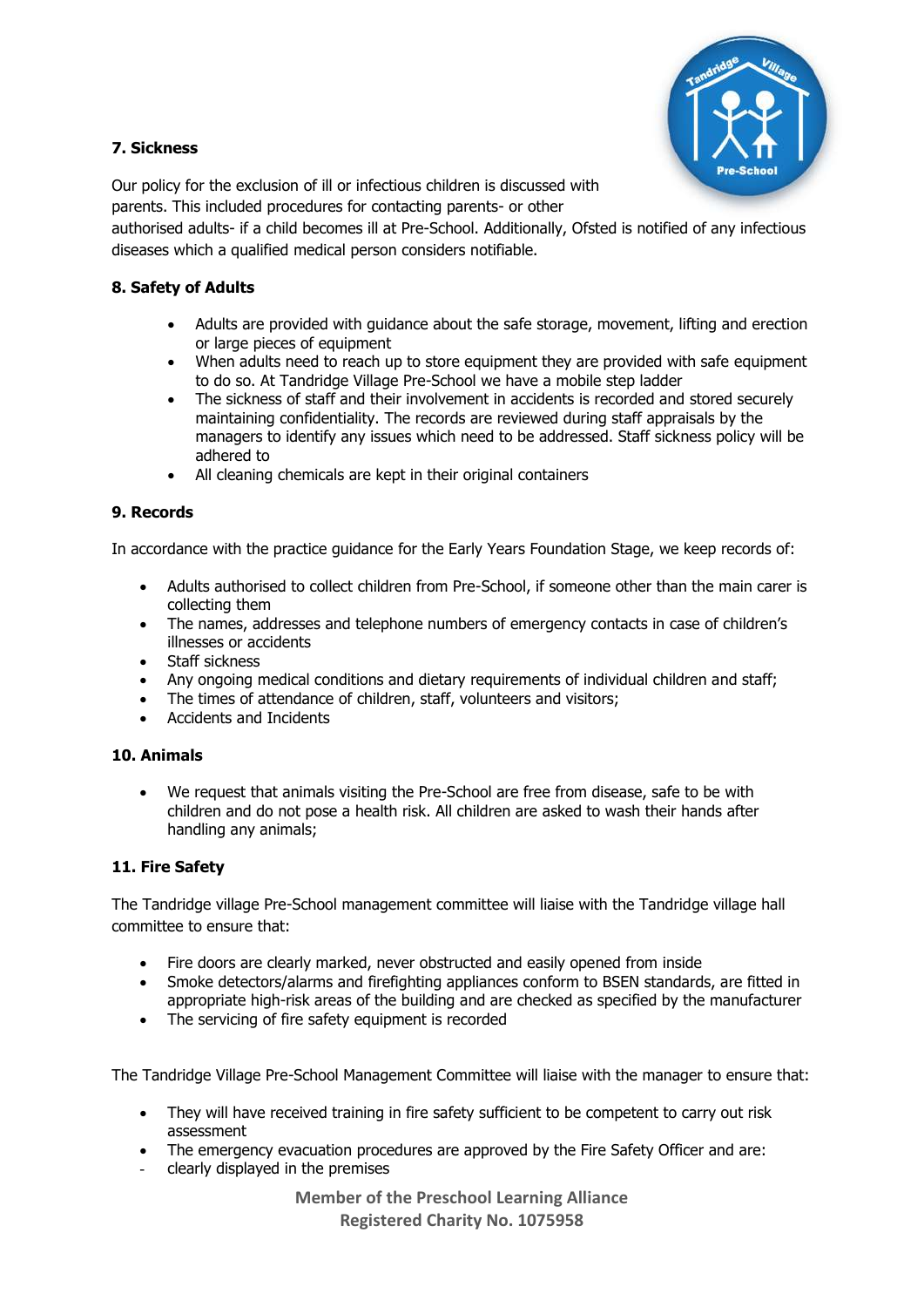### 7. Sickness

Our policy for the exclusion of ill or infectious children is discussed with parents. This included procedures for contacting parents- or other authorised adults- if a child becomes ill at Pre-School. Additionally, Ofsted is notified of any infectious diseases which a qualified medical person considers notifiable.

### 8. Safety of Adults

- Adults are provided with guidance about the safe storage, movement, lifting and erection or large pieces of equipment
- When adults need to reach up to store equipment they are provided with safe equipment to do so. At Tandridge Village Pre-School we have a mobile step ladder
- The sickness of staff and their involvement in accidents is recorded and stored securely maintaining confidentiality. The records are reviewed during staff appraisals by the managers to identify any issues which need to be addressed. Staff sickness policy will be adhered to
- All cleaning chemicals are kept in their original containers

### 9. Records

In accordance with the practice guidance for the Early Years Foundation Stage, we keep records of:

- Adults authorised to collect children from Pre-School, if someone other than the main carer is collecting them
- The names, addresses and telephone numbers of emergency contacts in case of children's illnesses or accidents
- Staff sickness
- Any ongoing medical conditions and dietary requirements of individual children and staff;
- The times of attendance of children, staff, volunteers and visitors;
- Accidents and Incidents

### 10. Animals

- We request that animals visiting the Pre-School are free from disease, safe to be with children and do not pose a health risk. All children are asked to wash their hands after handling any animals;

### 11. Fire Safety

The Tandridge village Pre-School management committee will liaise with the Tandridge village hall committee to ensure that:

- Fire doors are clearly marked, never obstructed and easily opened from inside
- Smoke detectors/alarms and firefighting appliances conform to BSEN standards, are fitted in appropriate high-risk areas of the building and are checked as specified by the manufacturer
- The servicing of fire safety equipment is recorded

The Tandridge Village Pre-School Management Committee will liaise with the manager to ensure that:

- They will have received training in fire safety sufficient to be competent to carry out risk assessment
- The emergency evacuation procedures are approved by the Fire Safety Officer and are:
  - clearly displayed in the premises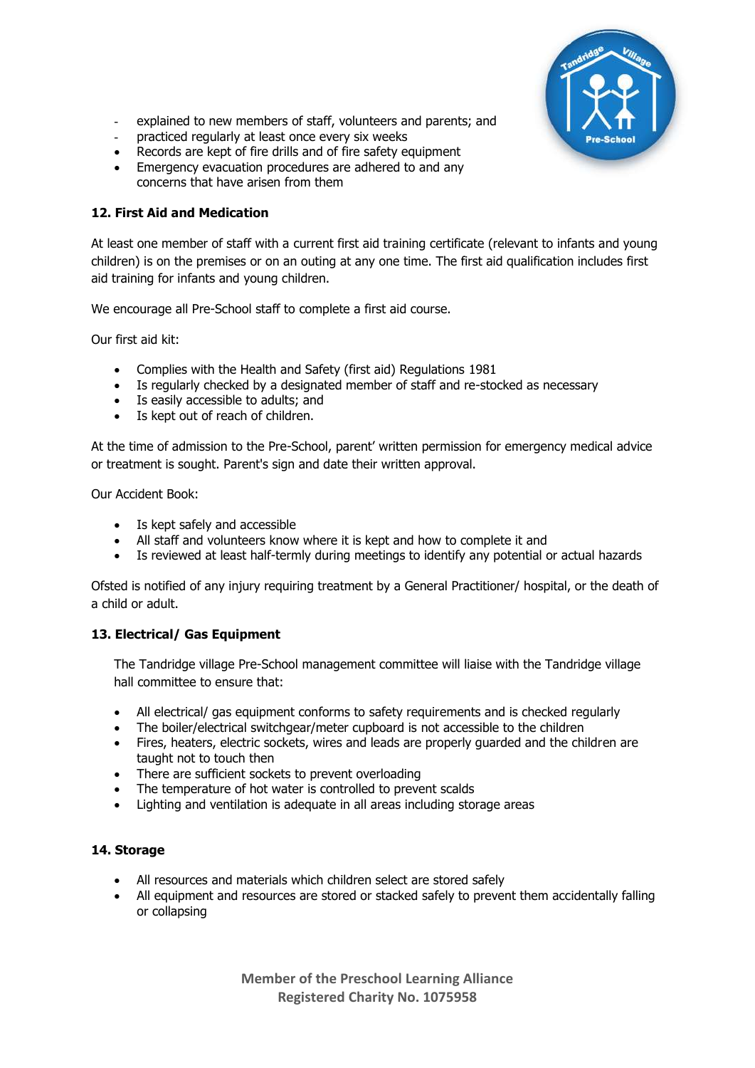- explained to new members of staff, volunteers and parents; and
- practiced regularly at least once every six weeks

- Records are kept of fire drills and of fire safety equipment
- Emergency evacuation procedures are adhered to and any concerns that have arisen from them

**12. First Aid and Medication**

At least one member of staff with a current first aid training certificate (relevant to infants and young children) is on the premises or on an outing at any one time. The first aid qualification includes first aid training for infants and young children.

We encourage all Pre-School staff to complete a first aid course.

Our first aid kit:

- Complies with the Health and Safety (first aid) Regulations 1981
- Is regularly checked by a designated member of staff and re-stocked as necessary
- Is easily accessible to adults; and
- Is kept out of reach of children.

At the time of admission to the Pre-School, parent' written permission for emergency medical advice or treatment is sought. Parent's sign and date their written approval.

Our Accident Book:

- Is kept safely and accessible
- All staff and volunteers know where it is kept and how to complete it and
- Is reviewed at least half-termly during meetings to identify any potential or actual hazards

Ofsted is notified of any injury requiring treatment by a General Practitioner/ hospital, or the death of a child or adult.

**13. Electrical/ Gas Equipment**

The Tandridge village Pre-School management committee will liaise with the Tandridge village hall committee to ensure that:

- All electrical/ gas equipment conforms to safety requirements and is checked regularly
- The boiler/electrical switchgear/meter cupboard is not accessible to the children
- Fires, heaters, electric sockets, wires and leads are properly guarded and the children are taught not to touch then
- There are sufficient sockets to prevent overloading
- The temperature of hot water is controlled to prevent scalds
- Lighting and ventilation is adequate in all areas including storage areas

**14. Storage**

- All resources and materials which children select are stored safely
- All equipment and resources are stored or stacked safely to prevent them accidentally falling or collapsing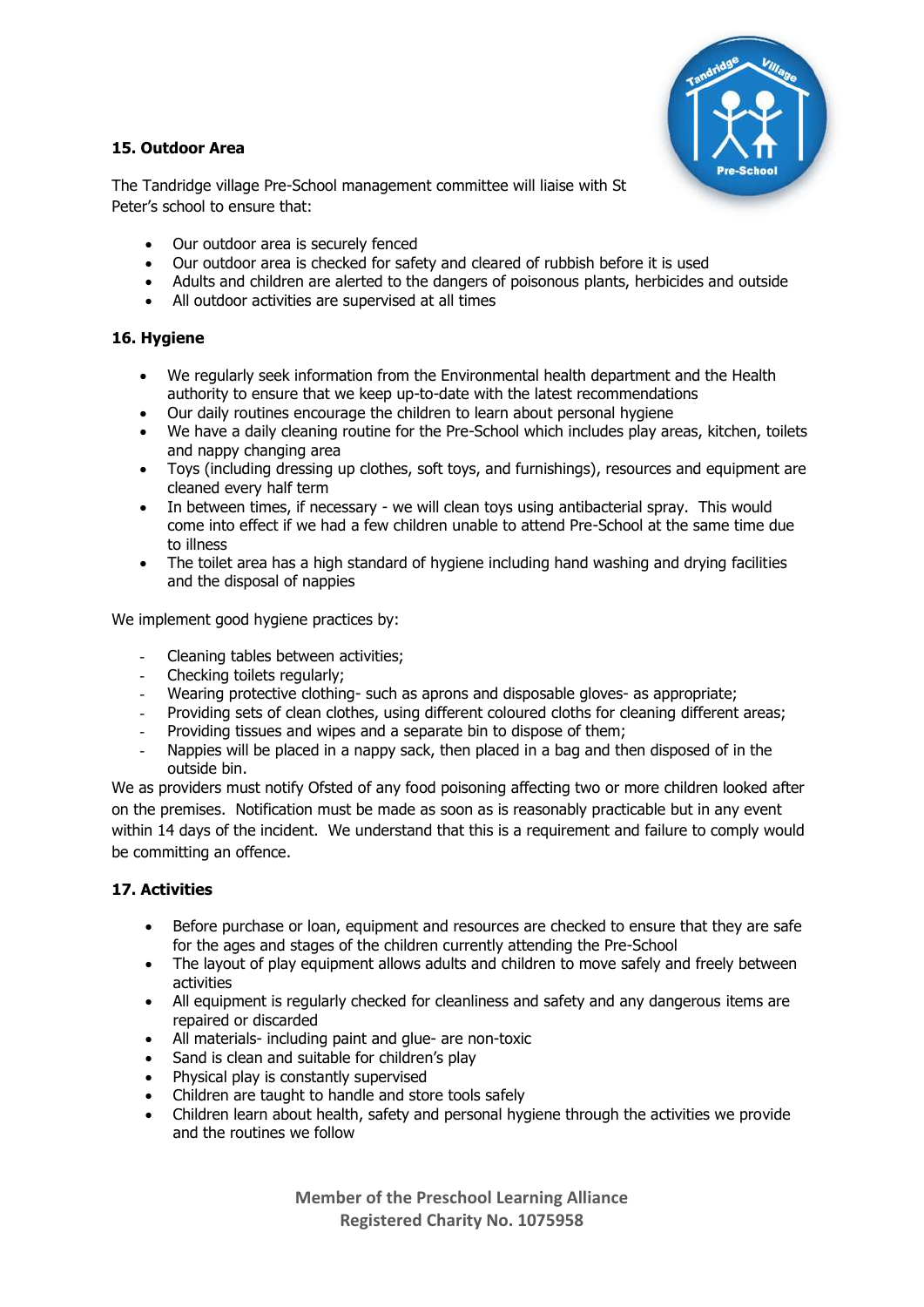### 15. Outdoor Area

The Tandridge village Pre-School management committee will liaise with St Peter's school to ensure that:

- Our outdoor area is securely fenced
- Our outdoor area is checked for safety and cleared of rubbish before it is used
- Adults and children are alerted to the dangers of poisonous plants, herbicides and outside
- All outdoor activities are supervised at all times

### 16. Hygiene

- We regularly seek information from the Environmental health department and the Health authority to ensure that we keep up-to-date with the latest recommendations
- Our daily routines encourage the children to learn about personal hygiene
- We have a daily cleaning routine for the Pre-School which includes play areas, kitchen, toilets and nappy changing area
- Toys (including dressing up clothes, soft toys, and furnishings), resources and equipment are cleaned every half term
- In between times, if necessary - we will clean toys using antibacterial spray. This would come into effect if we had a few children unable to attend Pre-School at the same time due to illness
- The toilet area has a high standard of hygiene including hand washing and drying facilities and the disposal of nappies

We implement good hygiene practices by:

- Cleaning tables between activities;
- Checking toilets regularly;
- Wearing protective clothing- such as aprons and disposable gloves- as appropriate;
- Providing sets of clean clothes, using different coloured cloths for cleaning different areas;
- Providing tissues and wipes and a separate bin to dispose of them;
- Nappies will be placed in a nappy sack, then placed in a bag and then disposed of in the outside bin.

We as providers must notify Ofsted of any food poisoning affecting two or more children looked after on the premises. Notification must be made as soon as is reasonably practicable but in any event within 14 days of the incident. We understand that this is a requirement and failure to comply would be committing an offence.

### 17. Activities

- Before purchase or loan, equipment and resources are checked to ensure that they are safe for the ages and stages of the children currently attending the Pre-School
- The layout of play equipment allows adults and children to move safely and freely between activities
- All equipment is regularly checked for cleanliness and safety and any dangerous items are repaired or discarded
- All materials- including paint and glue- are non-toxic
- Sand is clean and suitable for children's play
- Physical play is constantly supervised
- Children are taught to handle and store tools safely
- Children learn about health, safety and personal hygiene through the activities we provide and the routines we follow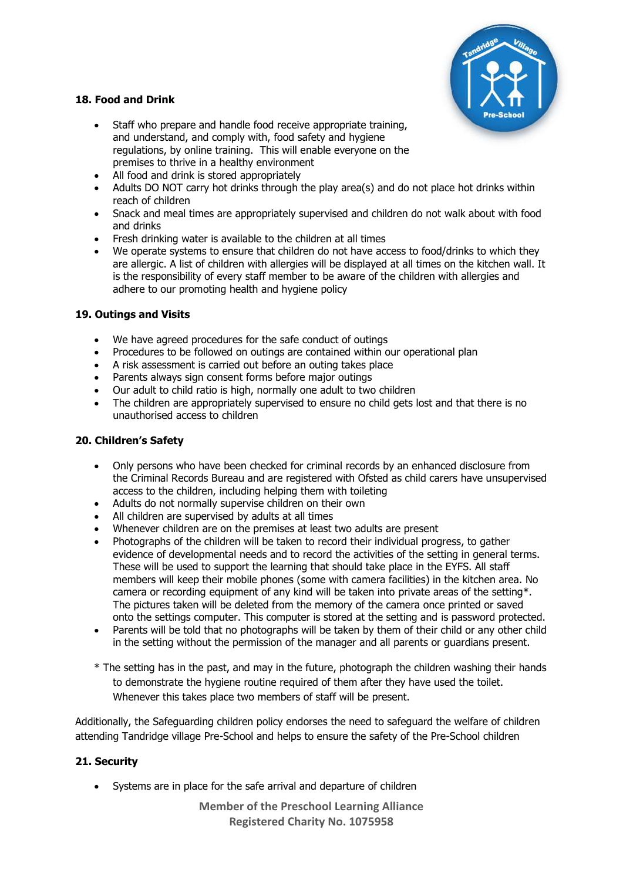**18. Food and Drink**

- Staff who prepare and handle food receive appropriate training, and understand, and comply with, food safety and hygiene regulations, by online training. This will enable everyone on the premises to thrive in a healthy environment
- All food and drink is stored appropriately
- Adults DO NOT carry hot drinks through the play area(s) and do not place hot drinks within reach of children
- Snack and meal times are appropriately supervised and children do not walk about with food and drinks
- Fresh drinking water is available to the children at all times
- We operate systems to ensure that children do not have access to food/drinks to which they are allergic. A list of children with allergies will be displayed at all times on the kitchen wall. It is the responsibility of every staff member to be aware of the children with allergies and adhere to our promoting health and hygiene policy

**19. Outings and Visits**

- We have agreed procedures for the safe conduct of outings
- Procedures to be followed on outings are contained within our operational plan
- A risk assessment is carried out before an outing takes place
- Parents always sign consent forms before major outings
- Our adult to child ratio is high, normally one adult to two children
- The children are appropriately supervised to ensure no child gets lost and that there is no unauthorised access to children

**20. Children's Safety**

- Only persons who have been checked for criminal records by an enhanced disclosure from the Criminal Records Bureau and are registered with Ofsted as child carers have unsupervised access to the children, including helping them with toileting
- Adults do not normally supervise children on their own
- All children are supervised by adults at all times
- Whenever children are on the premises at least two adults are present
- Photographs of the children will be taken to record their individual progress, to gather evidence of developmental needs and to record the activities of the setting in general terms. These will be used to support the learning that should take place in the EYFS. All staff members will keep their mobile phones (some with camera facilities) in the kitchen area. No camera or recording equipment of any kind will be taken into private areas of the setting*. The pictures taken will be deleted from the memory of the camera once printed or saved onto the settings computer. This computer is stored at the setting and is password protected.
- Parents will be told that no photographs will be taken by them of their child or any other child in the setting without the permission of the manager and all parents or guardians present.

\* The setting has in the past, and may in the future, photograph the children washing their hands to demonstrate the hygiene routine required of them after they have used the toilet. Whenever this takes place two members of staff will be present.

Additionally, the Safeguarding children policy endorses the need to safeguard the welfare of children attending Tandridge village Pre-School and helps to ensure the safety of the Pre-School children

**21. Security**

- Systems are in place for the safe arrival and departure of children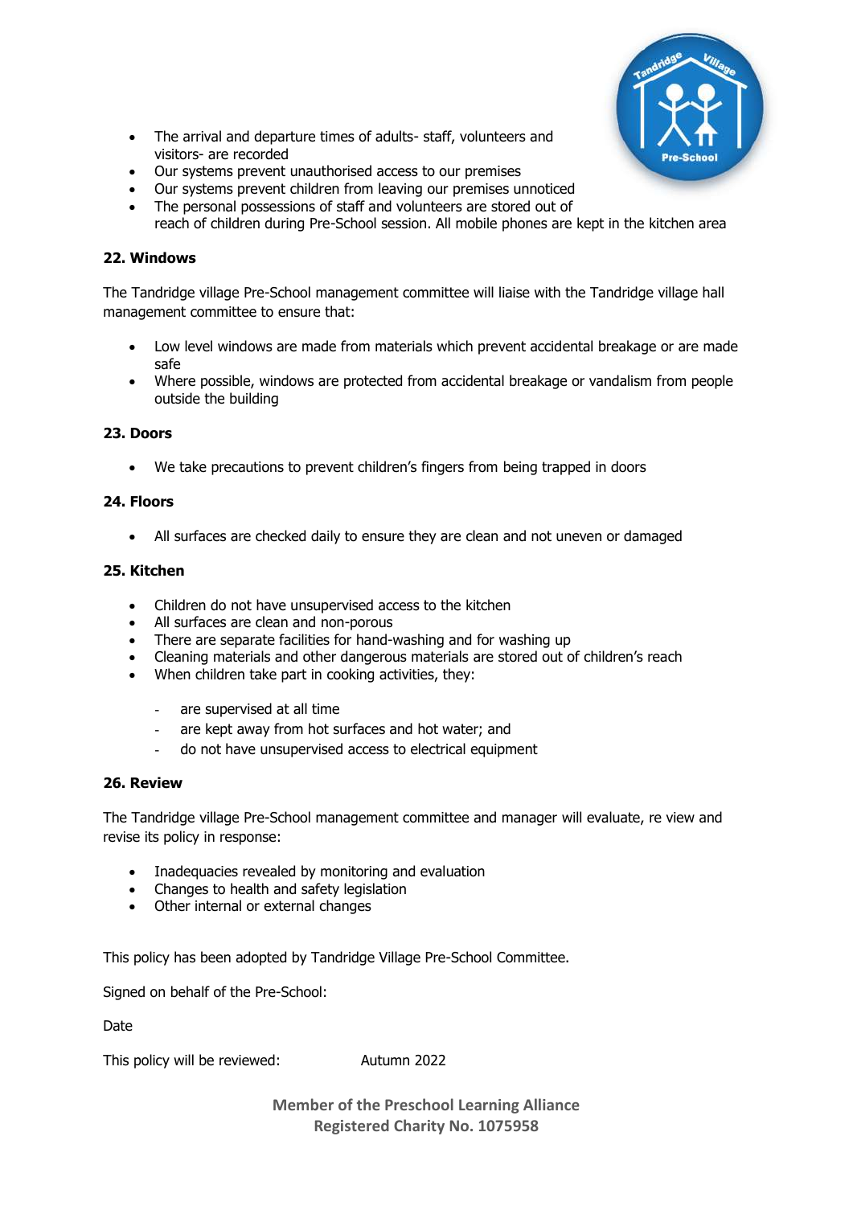- The arrival and departure times of adults- staff, volunteers and visitors- are recorded
- Our systems prevent unauthorised access to our premises
- Our systems prevent children from leaving our premises unnoticed
- The personal possessions of staff and volunteers are stored out of reach of children during Pre-School session. All mobile phones are kept in the kitchen area

**22. Windows**

The Tandridge village Pre-School management committee will liaise with the Tandridge village hall management committee to ensure that:

- Low level windows are made from materials which prevent accidental breakage or are made safe
- Where possible, windows are protected from accidental breakage or vandalism from people outside the building

**23. Doors**

- We take precautions to prevent children's fingers from being trapped in doors

**24. Floors**

- All surfaces are checked daily to ensure they are clean and not uneven or damaged

**25. Kitchen**

- Children do not have unsupervised access to the kitchen
- All surfaces are clean and non-porous
- There are separate facilities for hand-washing and for washing up
- Cleaning materials and other dangerous materials are stored out of children's reach
- When children take part in cooking activities, they:
  - are supervised at all time
  - are kept away from hot surfaces and hot water; and
  - do not have unsupervised access to electrical equipment

**26. Review**

The Tandridge village Pre-School management committee and manager will evaluate, re view and revise its policy in response:

- Inadequacies revealed by monitoring and evaluation
- Changes to health and safety legislation
- Other internal or external changes

This policy has been adopted by Tandridge Village Pre-School Committee.

Signed on behalf of the Pre-School:

Date

This policy will be reviewed: Autumn 2022

**Member of the Preschool Learning Alliance**
**Registered Charity No. 1075958**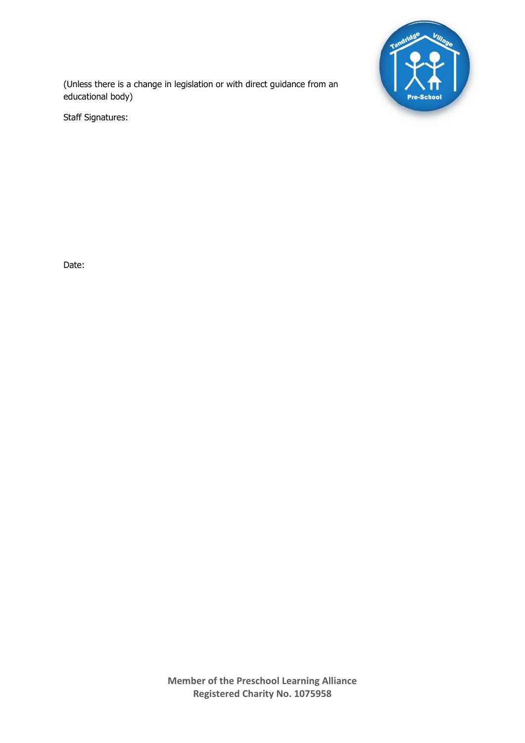(Unless there is a change in legislation or with direct guidance from an educational body)

Staff Signatures:

Date: